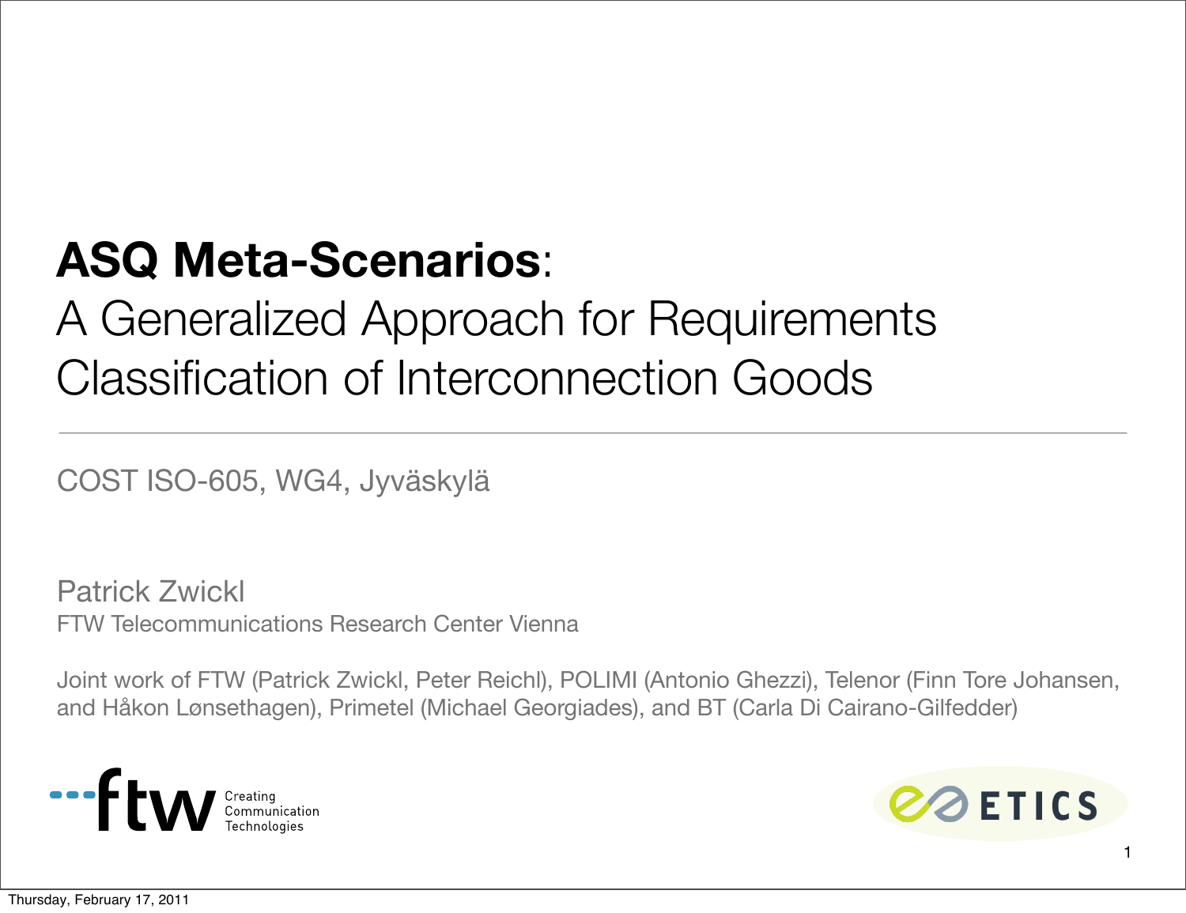# **ASQ Meta-Scenarios**: A Generalized Approach for Requirements Classification of Interconnection Goods

COST ISO-605, WG4, Jyväskylä

Patrick Zwickl
FTW Telecommunications Research Center Vienna

Joint work of FTW (Patrick Zwickl, Peter Reichl), POLIMI (Antonio Ghezzi), Telenor (Finn Tore Johansen, and Håkon Lønsethagen), Primetel (Michael Georgiades), and BT (Carla Di Cairano-Gilfedder)

ftw Creating Communication Technologies

ETICS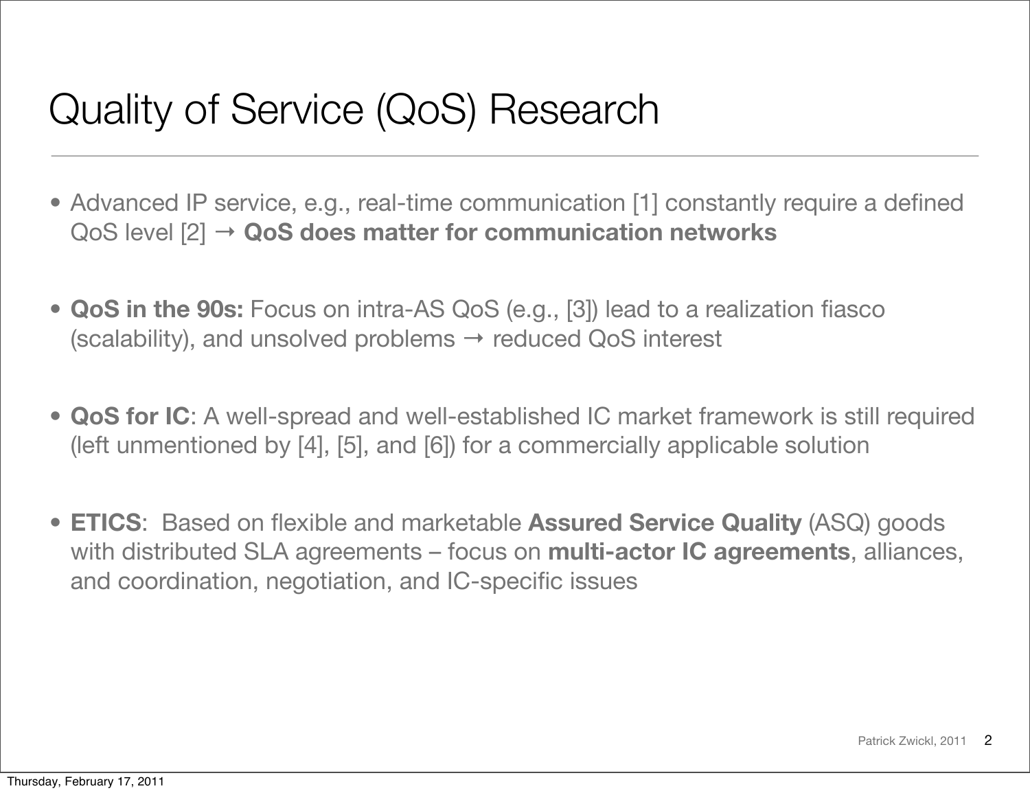# Quality of Service (QoS) Research

- Advanced IP service, e.g., real-time communication [1] constantly require a defined QoS level [2] → **QoS does matter for communication networks**

- **QoS in the 90s:** Focus on intra-AS QoS (e.g., [3]) lead to a realization fiasco (scalability), and unsolved problems → reduced QoS interest

- **QoS for IC**: A well-spread and well-established IC market framework is still required (left unmentioned by [4], [5], and [6]) for a commercially applicable solution

- **ETICS**: Based on flexible and marketable **Assured Service Quality** (ASQ) goods with distributed SLA agreements – focus on **multi-actor IC agreements**, alliances, and coordination, negotiation, and IC-specific issues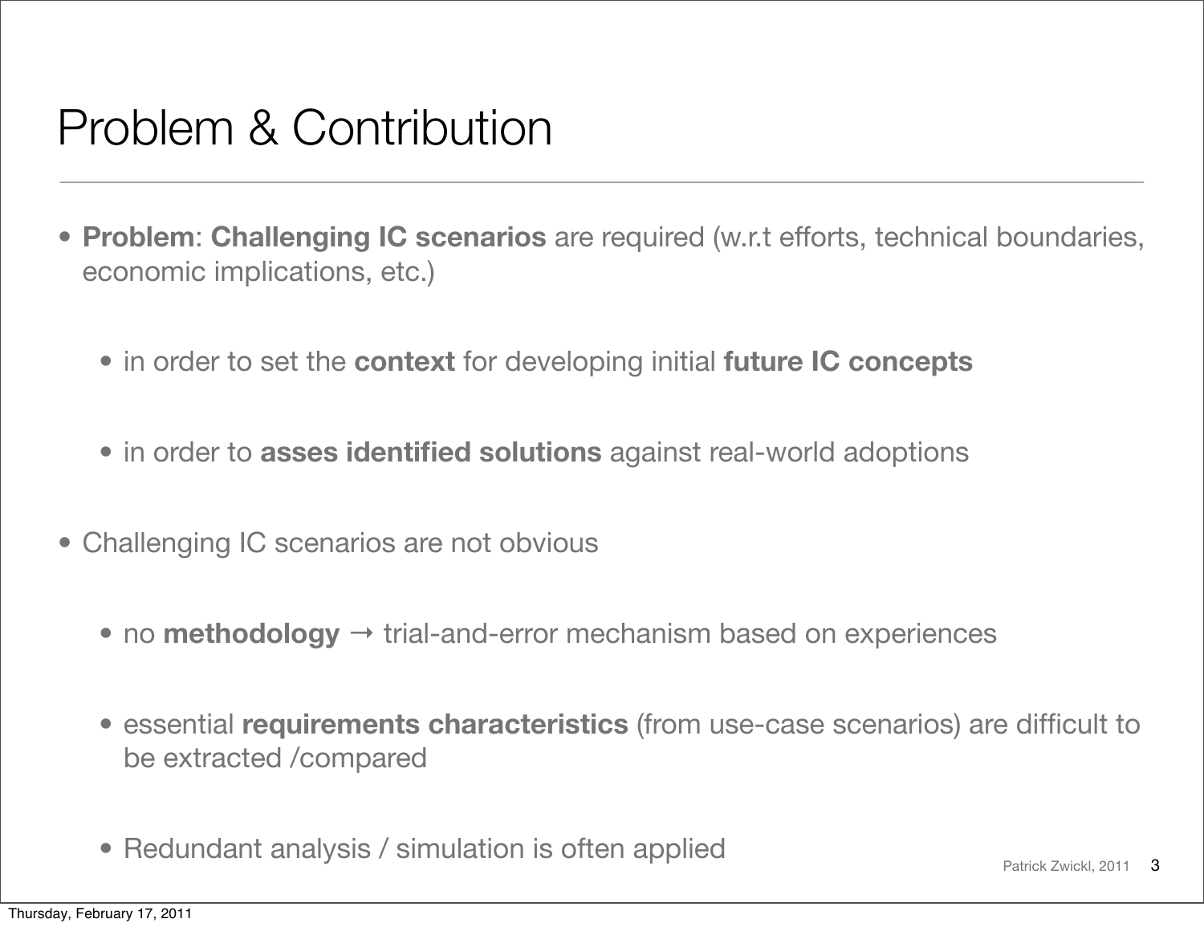# Problem & Contribution

- **Problem**: **Challenging IC scenarios** are required (w.r.t efforts, technical boundaries, economic implications, etc.)
  - in order to set the **context** for developing initial **future IC concepts**
  - in order to **asses identified solutions** against real-world adoptions
- Challenging IC scenarios are not obvious
  - no **methodology** → trial-and-error mechanism based on experiences
  - essential **requirements characteristics** (from use-case scenarios) are difficult to be extracted /compared
  - Redundant analysis / simulation is often applied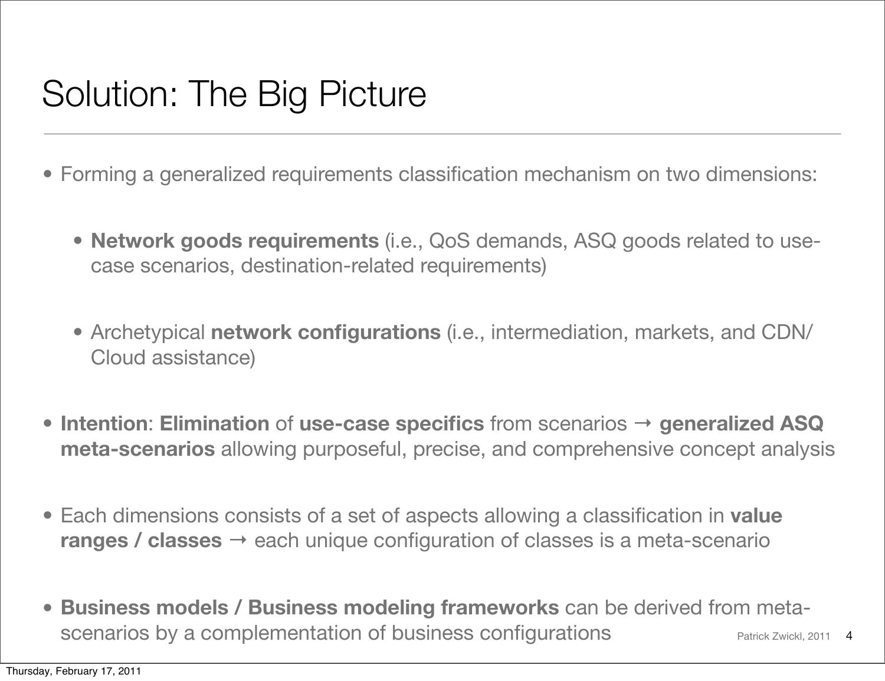# Solution: The Big Picture

- Forming a generalized requirements classification mechanism on two dimensions:
  - **Network goods requirements** (i.e., QoS demands, ASQ goods related to use-case scenarios, destination-related requirements)
  - Archetypical **network configurations** (i.e., intermediation, markets, and CDN/Cloud assistance)
- **Intention**: **Elimination** of **use-case specifics** from scenarios → **generalized ASQ meta-scenarios** allowing purposeful, precise, and comprehensive concept analysis
- Each dimensions consists of a set of aspects allowing a classification in **value ranges / classes** → each unique configuration of classes is a meta-scenario
- **Business models / Business modeling frameworks** can be derived from meta-scenarios by a complementation of business configurations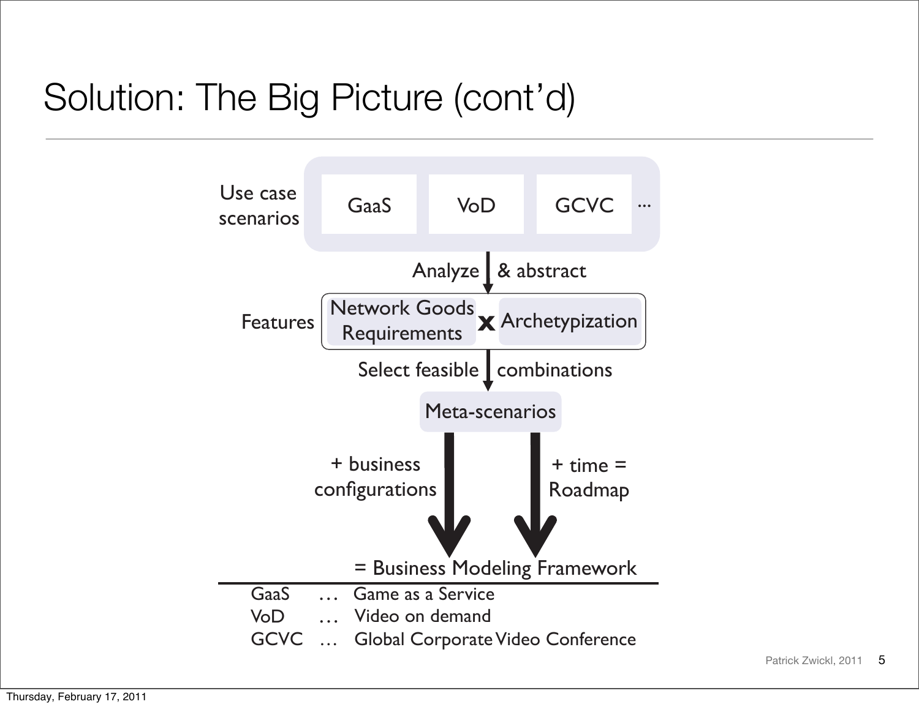# Solution: The Big Picture (cont'd)

Use case scenarios

GaaS

VoD

GCVC

...

Analyze & abstract

Features

Network Goods Requirements **x** Archetypization

Select feasible combinations

Meta-scenarios

+ business configurations

+ time = Roadmap

= Business Modeling Framework

GaaS … Game as a Service
VoD … Video on demand
GCVC … Global Corporate Video Conference

Thursday, February 17, 2011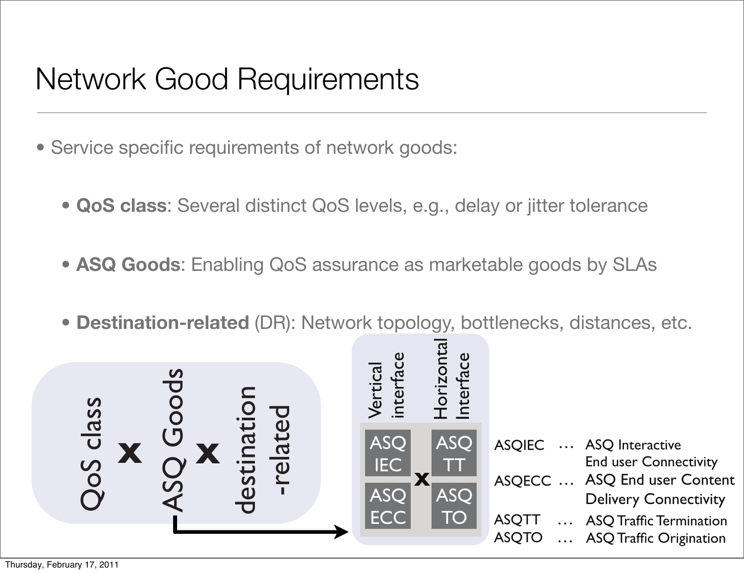# Network Good Requirements

- Service specific requirements of network goods:
  - **QoS class**: Several distinct QoS levels, e.g., delay or jitter tolerance
  - **ASQ Goods**: Enabling QoS assurance as marketable goods by SLAs
  - **Destination-related** (DR): Network topology, bottlenecks, distances, etc.

QoS class x ASQ Goods x destination-related

Vertical interface
Horizontal Interface

ASQ IEC
ASQ ECC
x
ASQ TT
ASQ TO

ASQIEC … ASQ Interactive End user Connectivity
ASQECC … ASQ End user Content Delivery Connectivity
ASQTT … ASQ Traffic Termination
ASQTO … ASQ Traffic Origination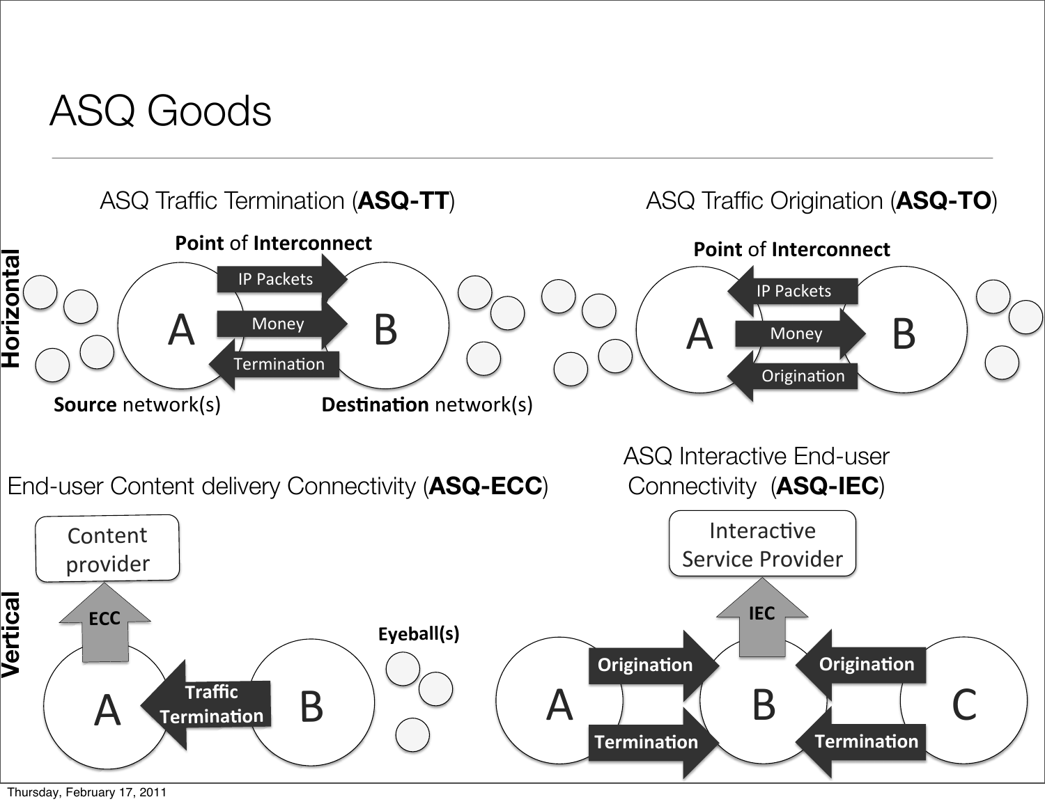# ASQ Goods

## ASQ Traffic Termination (**ASQ-TT**)

**Point** of **Interconnect**

IP Packets

Money

Termination

A

B

**Source** network(s)

**Destination** network(s)

## ASQ Traffic Origination (**ASQ-TO**)

**Point** of **Interconnect**

IP Packets

Money

Origination

A

B

## End-user Content delivery Connectivity (**ASQ-ECC**)

Content provider

**ECC**

**Traffic Termination**

A

B

**Eyeball(s)**

## ASQ Interactive End-user Connectivity (**ASQ-IEC**)

Interactive Service Provider

**IEC**

**Origination**

**Termination**

**Origination**

**Termination**

A

B

C

**Horizontal**

**Vertical**

Thursday, February 17, 2011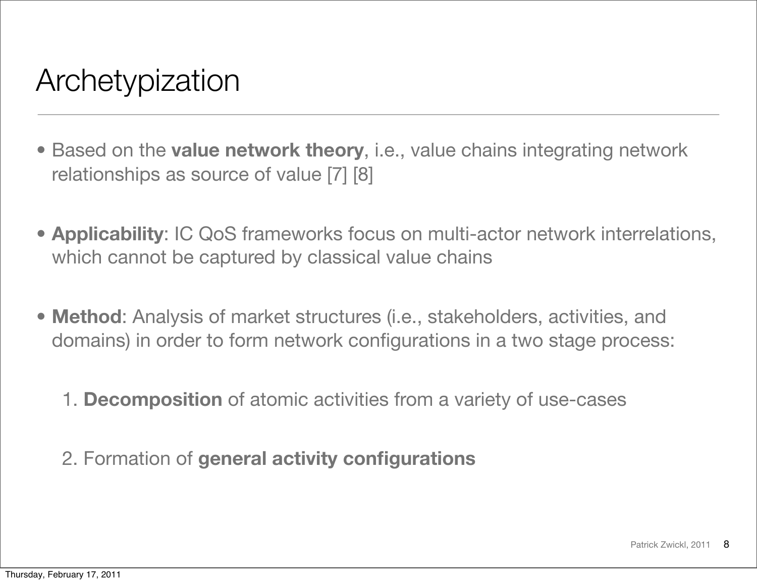# Archetypization

- Based on the **value network theory**, i.e., value chains integrating network relationships as source of value [7] [8]

- **Applicability**: IC QoS frameworks focus on multi-actor network interrelations, which cannot be captured by classical value chains

- **Method**: Analysis of market structures (i.e., stakeholders, activities, and domains) in order to form network configurations in a two stage process:

  1. **Decomposition** of atomic activities from a variety of use-cases

  2. Formation of **general activity configurations**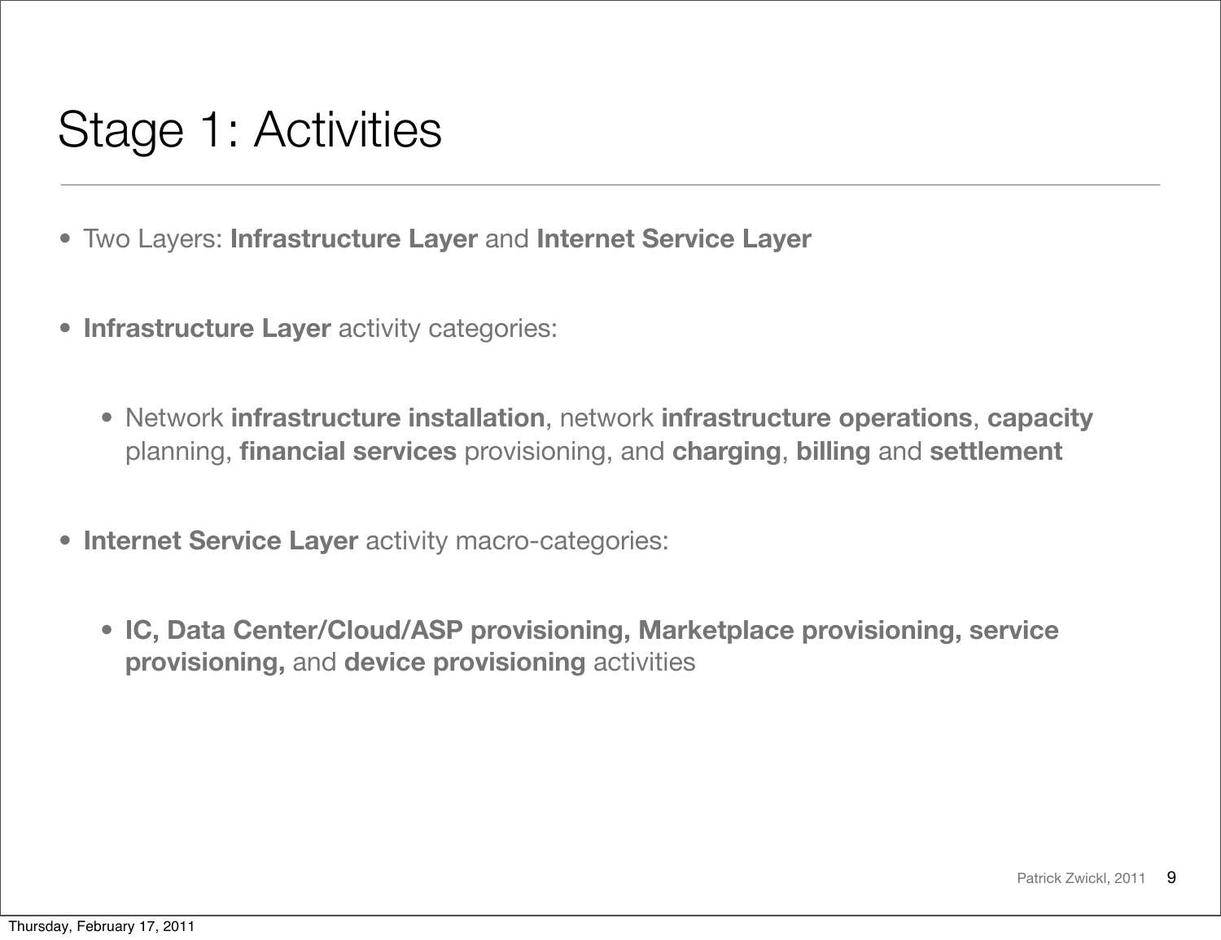# Stage 1: Activities

- Two Layers: **Infrastructure Layer** and **Internet Service Layer**
- **Infrastructure Layer** activity categories:
  - Network **infrastructure installation**, network **infrastructure operations**, **capacity** planning, **financial services** provisioning, and **charging**, **billing** and **settlement**
- **Internet Service Layer** activity macro-categories:
  - **IC, Data Center/Cloud/ASP provisioning, Marketplace provisioning, service provisioning,** and **device provisioning** activities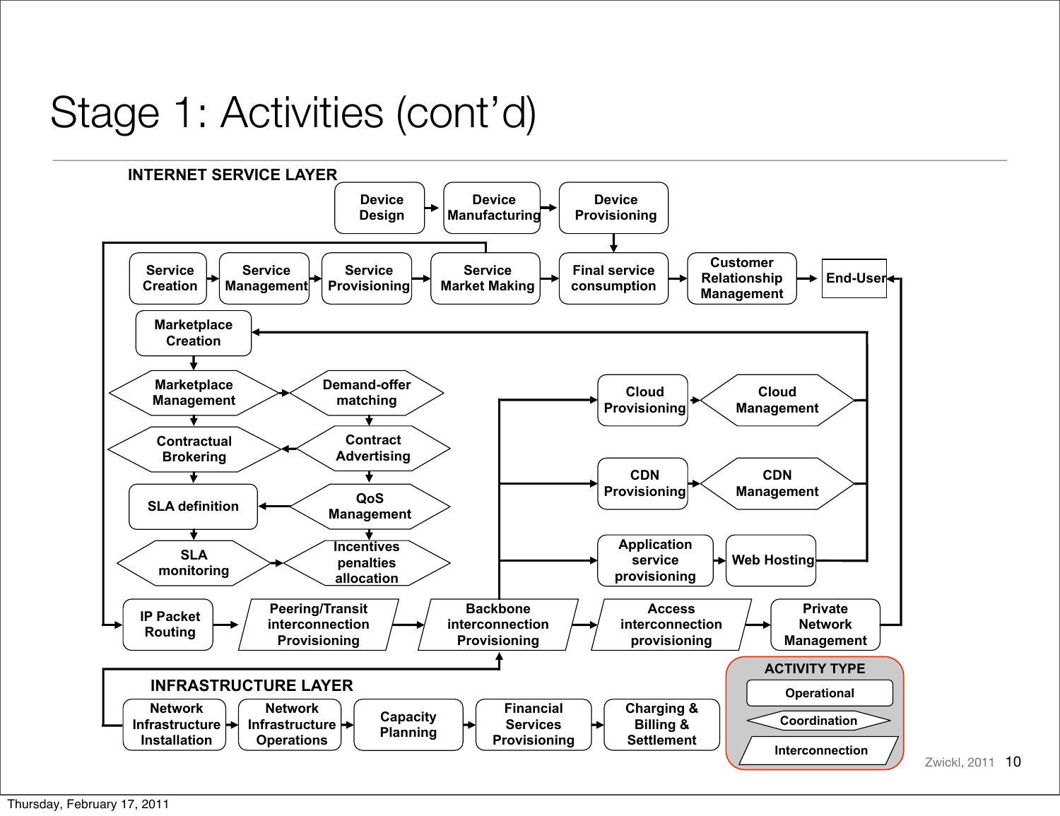# Stage 1: Activities (cont'd)

INTERNET SERVICE LAYER

Device Design
Device Manufacturing
Device Provisioning

Service Creation
Service Management
Service Provisioning
Service Market Making
Final service consumption
Customer Relationship Management
End-User

Marketplace Creation
Marketplace Management
Demand-offer matching
Contractual Brokering
Contract Advertising
SLA definition
QoS Management
SLA monitoring
Incentives penalties allocation

Cloud Provisioning
Cloud Management
CDN Provisioning
CDN Management
Application service provisioning
Web Hosting

IP Packet Routing
Peering/Transit interconnection Provisioning
Backbone interconnection Provisioning
Access interconnection provisioning
Private Network Management

INFRASTRUCTURE LAYER

Network Infrastructure Installation
Network Infrastructure Operations
Capacity Planning
Financial Services Provisioning
Charging & Billing & Settlement

ACTIVITY TYPE
Operational
Coordination
Interconnection

Zwickl, 2011

Thursday, February 17, 2011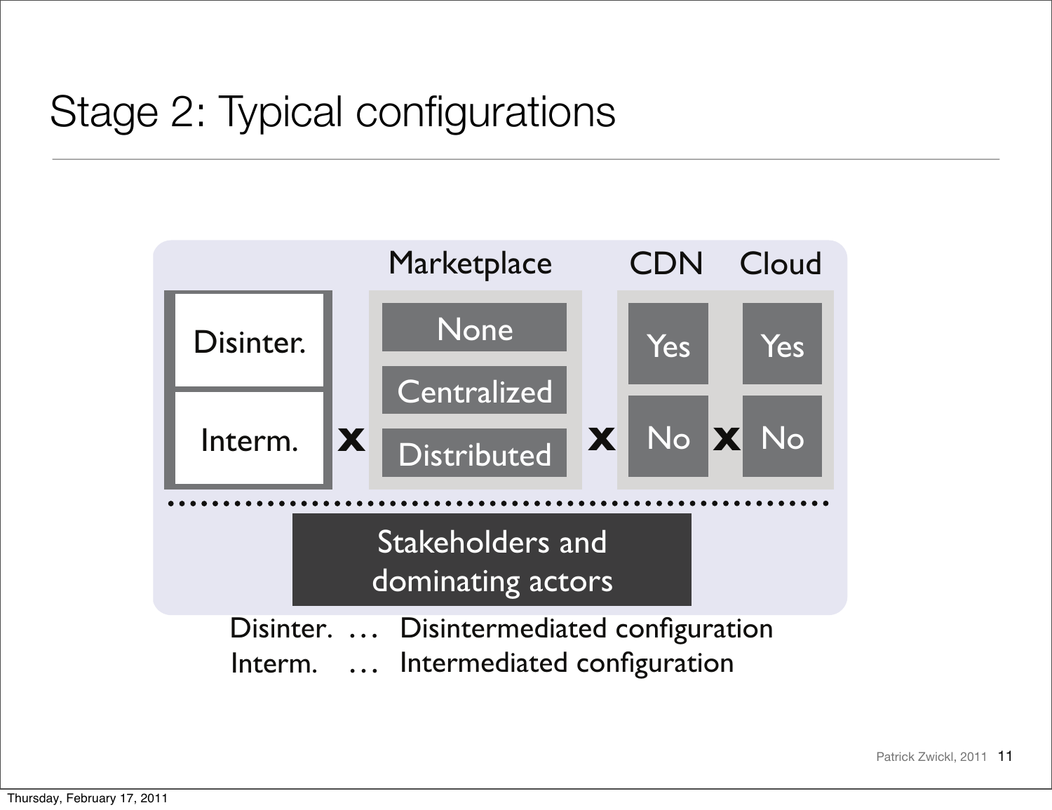# Stage 2: Typical configurations

Marketplace CDN Cloud

Disinter.

Interm.

x

None

Centralized

Distributed

x

Yes

No

x

Yes

No

Stakeholders and dominating actors

Disinter. … Disintermediated configuration

Interm. … Intermediated configuration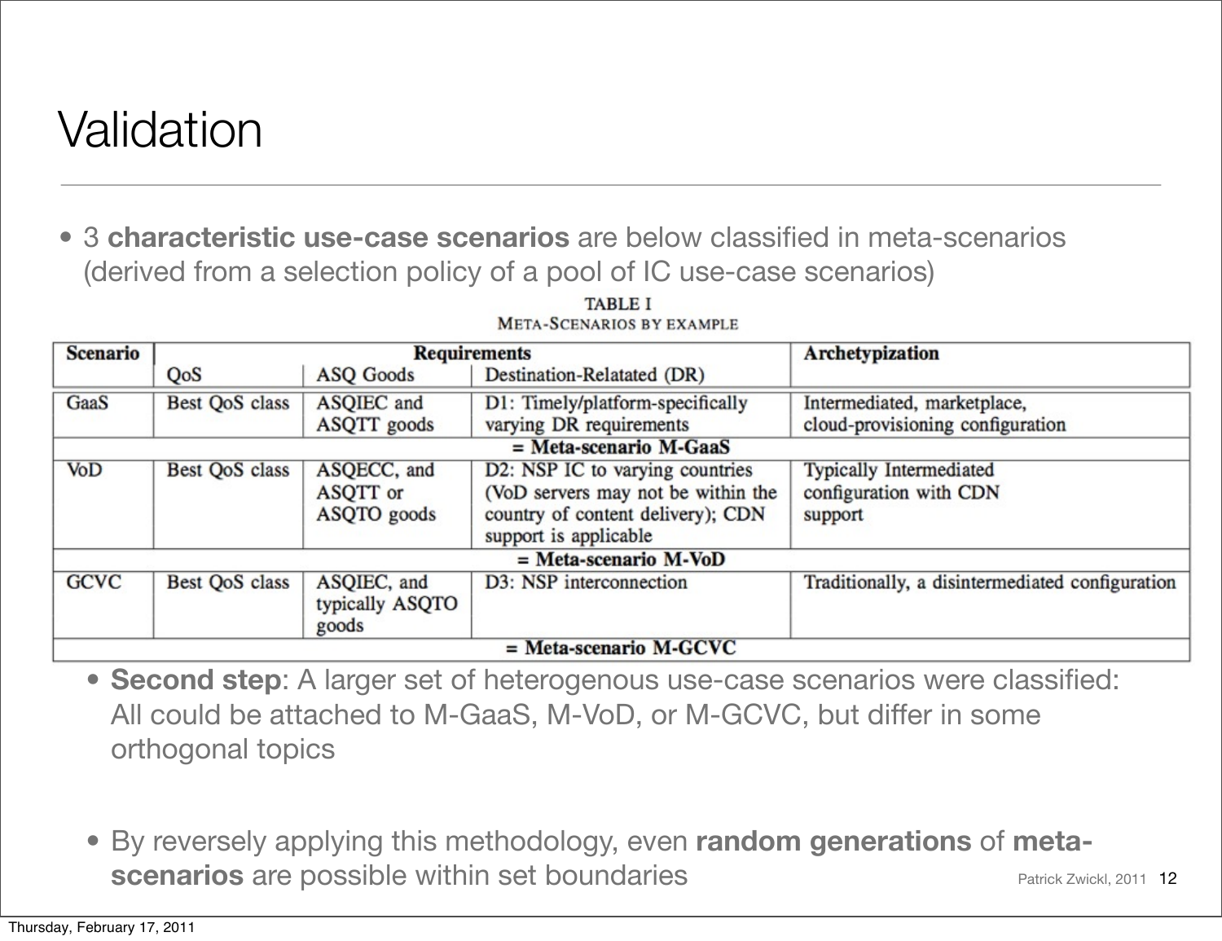# Validation

- 3 **characteristic use-case scenarios** are below classified in meta-scenarios (derived from a selection policy of a pool of IC use-case scenarios)

TABLE I
META-SCENARIOS BY EXAMPLE

| Scenario | Requirements | | | Archetypization |
|---|---|---|---|---|
| | QoS | ASQ Goods | Destination-Relatated (DR) | |
| GaaS | Best QoS class | ASQIEC and ASQTT goods | D1: Timely/platform-specifically varying DR requirements | Intermediated, marketplace, cloud-provisioning configuration |
| = Meta-scenario M-GaaS | | | | |
| VoD | Best QoS class | ASQECC, and ASQTT or ASQTO goods | D2: NSP IC to varying countries (VoD servers may not be within the country of content delivery); CDN support is applicable | Typically Intermediated configuration with CDN support |
| = Meta-scenario M-VoD | | | | |
| GCVC | Best QoS class | ASQIEC, and typically ASQTO goods | D3: NSP interconnection | Traditionally, a disintermediated configuration |
| = Meta-scenario M-GCVC | | | | |

- **Second step**: A larger set of heterogenous use-case scenarios were classified: All could be attached to M-GaaS, M-VoD, or M-GCVC, but differ in some orthogonal topics

- By reversely applying this methodology, even **random generations** of **meta-scenarios** are possible within set boundaries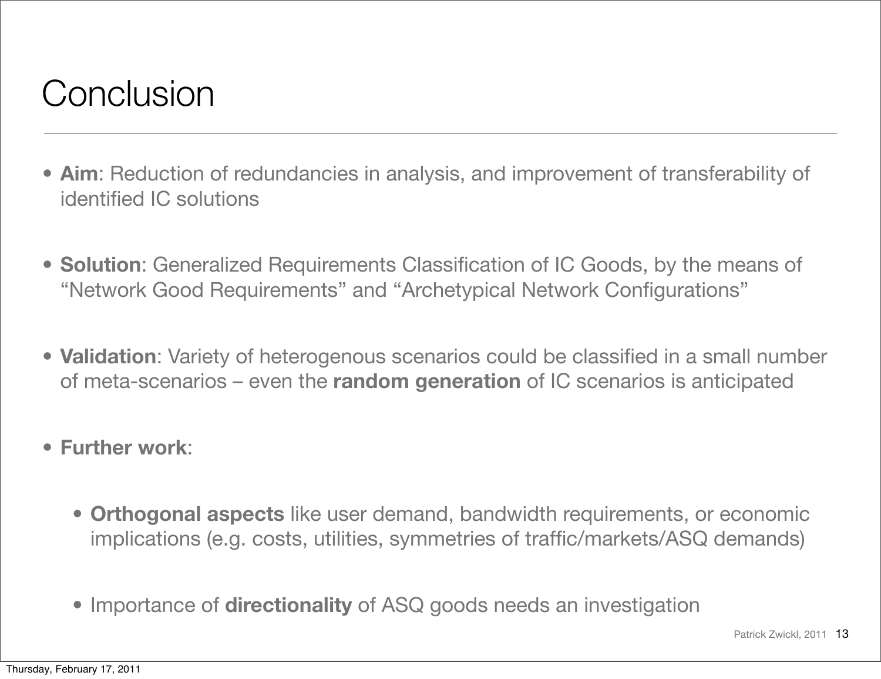# Conclusion

- **Aim**: Reduction of redundancies in analysis, and improvement of transferability of identified IC solutions
- **Solution**: Generalized Requirements Classification of IC Goods, by the means of "Network Good Requirements" and "Archetypical Network Configurations"
- **Validation**: Variety of heterogenous scenarios could be classified in a small number of meta-scenarios – even the **random generation** of IC scenarios is anticipated
- **Further work**:
  - **Orthogonal aspects** like user demand, bandwidth requirements, or economic implications (e.g. costs, utilities, symmetries of traffic/markets/ASQ demands)
  - Importance of **directionality** of ASQ goods needs an investigation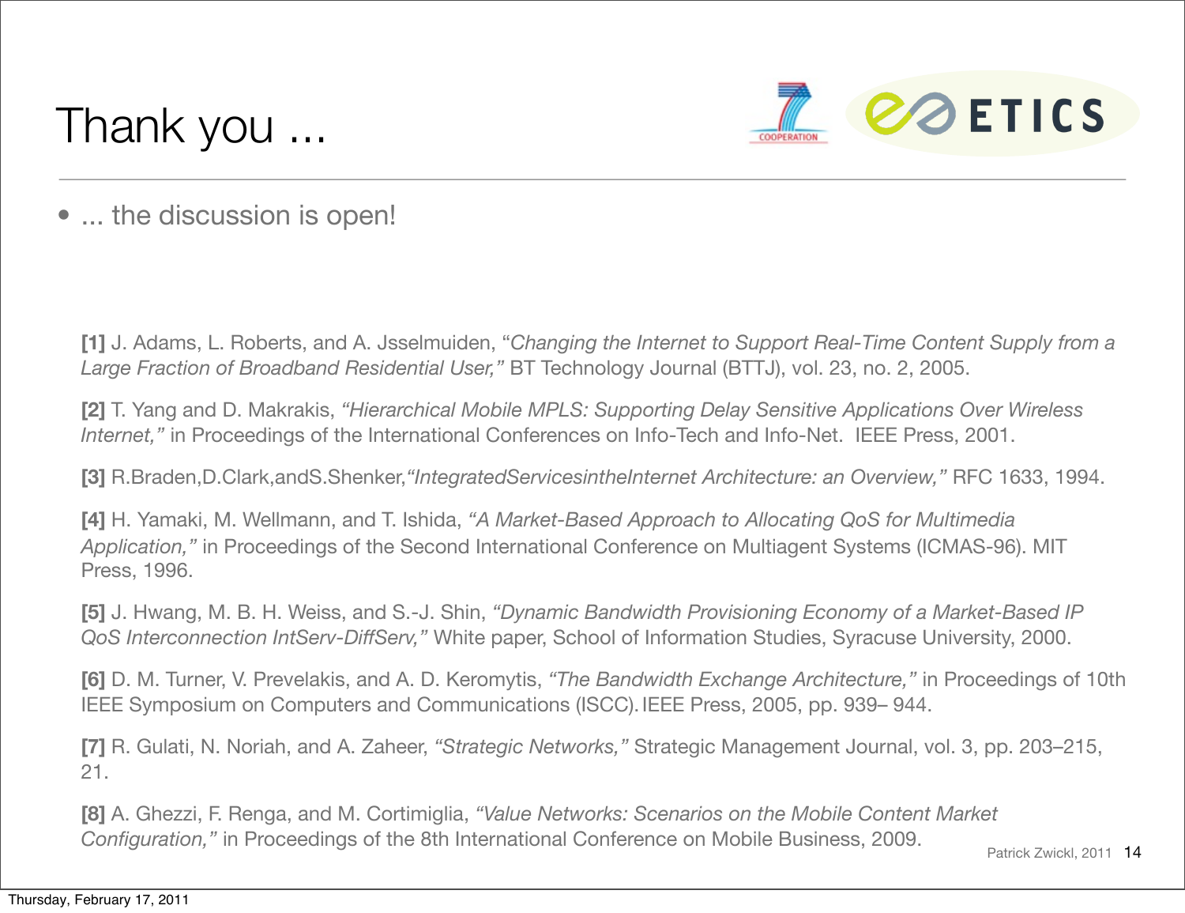# Thank you ...

- ... the discussion is open!

**[1]** J. Adams, L. Roberts, and A. Jsselmuiden, "*Changing the Internet to Support Real-Time Content Supply from a Large Fraction of Broadband Residential User,*" BT Technology Journal (BTTJ), vol. 23, no. 2, 2005.

**[2]** T. Yang and D. Makrakis, *"Hierarchical Mobile MPLS: Supporting Delay Sensitive Applications Over Wireless Internet,"* in Proceedings of the International Conferences on Info-Tech and Info-Net. IEEE Press, 2001.

**[3]** R.Braden,D.Clark,andS.Shenker,*"IntegratedServicesintheInternet Architecture: an Overview,"* RFC 1633, 1994.

**[4]** H. Yamaki, M. Wellmann, and T. Ishida, *"A Market-Based Approach to Allocating QoS for Multimedia Application,"* in Proceedings of the Second International Conference on Multiagent Systems (ICMAS-96). MIT Press, 1996.

**[5]** J. Hwang, M. B. H. Weiss, and S.-J. Shin, *"Dynamic Bandwidth Provisioning Economy of a Market-Based IP QoS Interconnection IntServ-DiffServ,"* White paper, School of Information Studies, Syracuse University, 2000.

**[6]** D. M. Turner, V. Prevelakis, and A. D. Keromytis, *"The Bandwidth Exchange Architecture,"* in Proceedings of 10th IEEE Symposium on Computers and Communications (ISCC). IEEE Press, 2005, pp. 939– 944.

**[7]** R. Gulati, N. Noriah, and A. Zaheer, *"Strategic Networks,"* Strategic Management Journal, vol. 3, pp. 203–215, 21.

**[8]** A. Ghezzi, F. Renga, and M. Cortimiglia, *"Value Networks: Scenarios on the Mobile Content Market Configuration,"* in Proceedings of the 8th International Conference on Mobile Business, 2009.